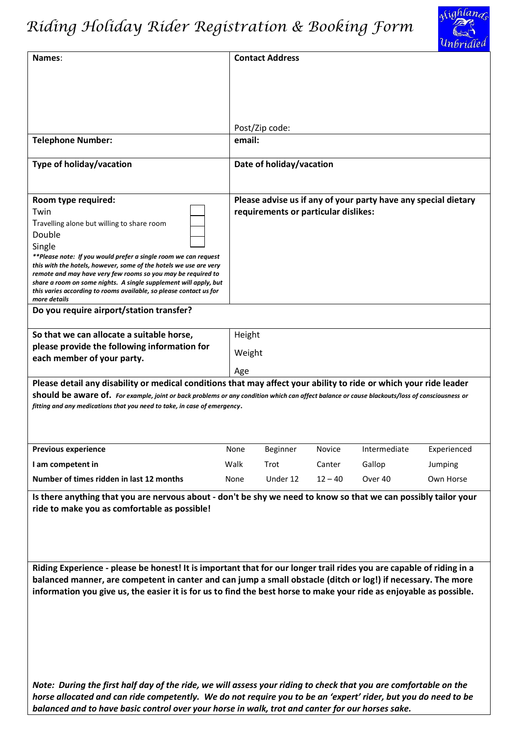# Riding Holiday Rider Registration & Booking Form

Highlands Unbridled

| **Names**: | **Contact Address**<br><br>Post/Zip code: |
|---|---|
| **Telephone Number:** | **email:** |
| **Type of holiday/vacation** | **Date of holiday/vacation** |
| **Room type required:**<br>Twin ☐<br>Travelling alone but willing to share room ☐<br>Double ☐<br>Single ☐<br>***\*\*Please note: If you would prefer a single room we can request this with the hotels, however, some of the hotels we use are very remote and may have very few rooms so you may be required to share a room on some nights. A single supplement will apply, but this varies according to rooms available, so please contact us for more details*** | **Please advise us if any of your party have any special dietary requirements or particular dislikes:** |
| **Do you require airport/station transfer?** | |
| **So that we can allocate a suitable horse, please provide the following information for each member of your party.** | Height<br>Weight<br>Age |

**Please detail any disability or medical conditions that may affect your ability to ride or which your ride leader should be aware of.** ***For example, joint or back problems or any condition which can affect balance or cause blackouts/loss of consciousness or fitting and any medications that you need to take, in case of emergency.***

| | | | | | |
|---|---|---|---|---|---|
| **Previous experience** | None | Beginner | Novice | Intermediate | Experienced |
| **I am competent in** | Walk | Trot | Canter | Gallop | Jumping |
| **Number of times ridden in last 12 months** | None | Under 12 | 12 – 40 | Over 40 | Own Horse |

**Is there anything that you are nervous about - don't be shy we need to know so that we can possibly tailor your ride to make you as comfortable as possible!**

**Riding Experience - please be honest! It is important that for our longer trail rides you are capable of riding in a balanced manner, are competent in canter and can jump a small obstacle (ditch or log!) if necessary. The more information you give us, the easier it is for us to find the best horse to make your ride as enjoyable as possible.**

***Note: During the first half day of the ride, we will assess your riding to check that you are comfortable on the horse allocated and can ride competently. We do not require you to be an 'expert' rider, but you do need to be balanced and to have basic control over your horse in walk, trot and canter for our horses sake.***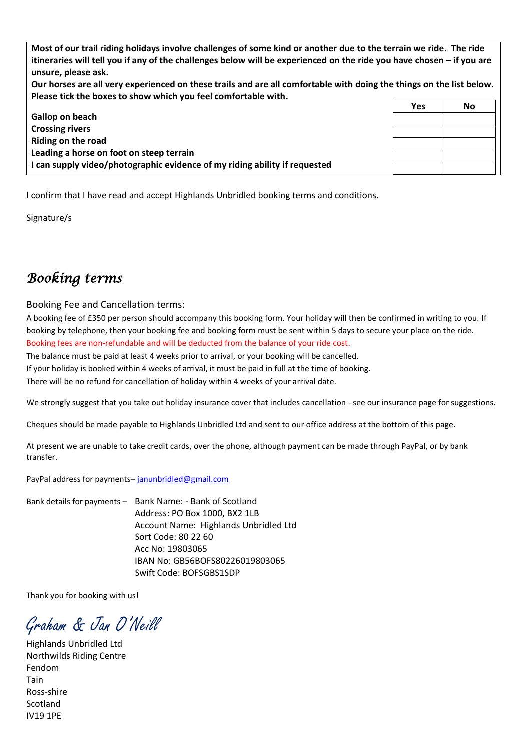**Most of our trail riding holidays involve challenges of some kind or another due to the terrain we ride. The ride itineraries will tell you if any of the challenges below will be experienced on the ride you have chosen – if you are unsure, please ask.**

**Our horses are all very experienced on these trails and are all comfortable with doing the things on the list below. Please tick the boxes to show which you feel comfortable with.**

| | Yes | No |
|---|---|---|
| **Gallop on beach** | | |
| **Crossing rivers** | | |
| **Riding on the road** | | |
| **Leading a horse on foot on steep terrain** | | |
| **I can supply video/photographic evidence of my riding ability if requested** | | |

I confirm that I have read and accept Highlands Unbridled booking terms and conditions.

Signature/s

## *Booking terms*

### Booking Fee and Cancellation terms:

A booking fee of £350 per person should accompany this booking form. Your holiday will then be confirmed in writing to you. If booking by telephone, then your booking fee and booking form must be sent within 5 days to secure your place on the ride.

Booking fees are non-refundable and will be deducted from the balance of your ride cost.

The balance must be paid at least 4 weeks prior to arrival, or your booking will be cancelled.

If your holiday is booked within 4 weeks of arrival, it must be paid in full at the time of booking.

There will be no refund for cancellation of holiday within 4 weeks of your arrival date.

We strongly suggest that you take out holiday insurance cover that includes cancellation - see our insurance page for suggestions.

Cheques should be made payable to Highlands Unbridled Ltd and sent to our office address at the bottom of this page.

At present we are unable to take credit cards, over the phone, although payment can be made through PayPal, or by bank transfer.

PayPal address for payments– janunbridled@gmail.com

Bank details for payments – Bank Name: - Bank of Scotland
Address: PO Box 1000, BX2 1LB
Account Name: Highlands Unbridled Ltd
Sort Code: 80 22 60
Acc No: 19803065
IBAN No: GB56BOFS80226019803065
Swift Code: BOFSGBS1SDP

Thank you for booking with us!

*Graham & Jan O'Neill*

Highlands Unbridled Ltd
Northwilds Riding Centre
Fendom
Tain
Ross-shire
Scotland
IV19 1PE